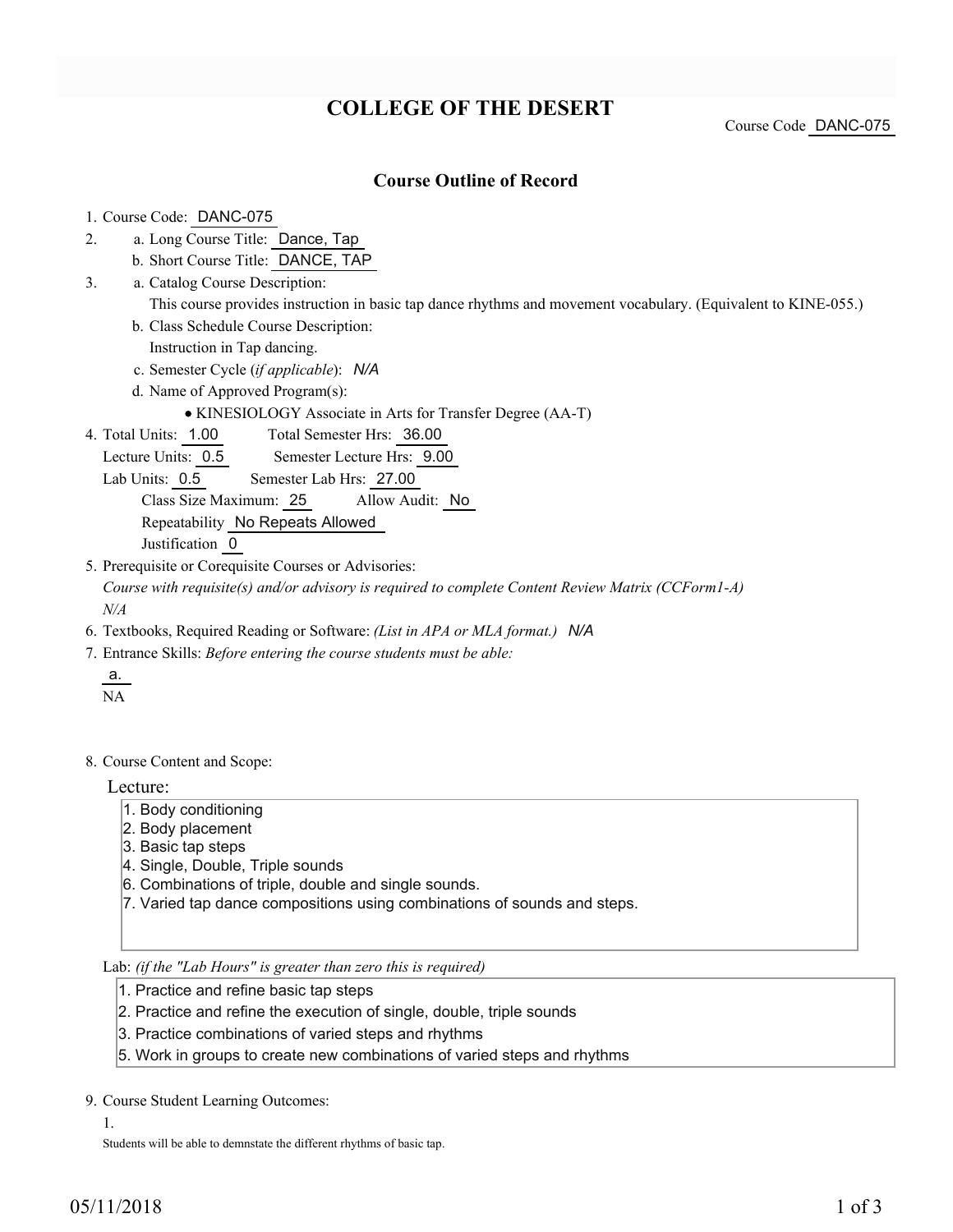# COLLEGE OF THE DESERT

Course Code DANC-075

## Course Outline of Record

1. Course Code: DANC-075
2. a. Long Course Title: Dance, Tap
   b. Short Course Title: DANCE, TAP
3. a. Catalog Course Description:
   This course provides instruction in basic tap dance rhythms and movement vocabulary. (Equivalent to KINE-055.)
   b. Class Schedule Course Description:
   Instruction in Tap dancing.
   c. Semester Cycle (*if applicable*): *N/A*
   d. Name of Approved Program(s):
   - KINESIOLOGY Associate in Arts for Transfer Degree (AA-T)
4. Total Units: 1.00 Total Semester Hrs: 36.00
   Lecture Units: 0.5 Semester Lecture Hrs: 9.00
   Lab Units: 0.5 Semester Lab Hrs: 27.00
   Class Size Maximum: 25 Allow Audit: No
   Repeatability No Repeats Allowed
   Justification 0
5. Prerequisite or Corequisite Courses or Advisories:
   *Course with requisite(s) and/or advisory is required to complete Content Review Matrix (CCForm1-A)*
   *N/A*
6. Textbooks, Required Reading or Software: *(List in APA or MLA format.)* *N/A*
7. Entrance Skills: *Before entering the course students must be able:*
   a.
   NA
8. Course Content and Scope:

Lecture:

1. Body conditioning
2. Body placement
3. Basic tap steps
4. Single, Double, Triple sounds
6. Combinations of triple, double and single sounds.
7. Varied tap dance compositions using combinations of sounds and steps.

Lab: *(if the "Lab Hours" is greater than zero this is required)*

1. Practice and refine basic tap steps
2. Practice and refine the execution of single, double, triple sounds
3. Practice combinations of varied steps and rhythms
5. Work in groups to create new combinations of varied steps and rhythms

9. Course Student Learning Outcomes:

1.

Students will be able to demnstate the different rhythms of basic tap.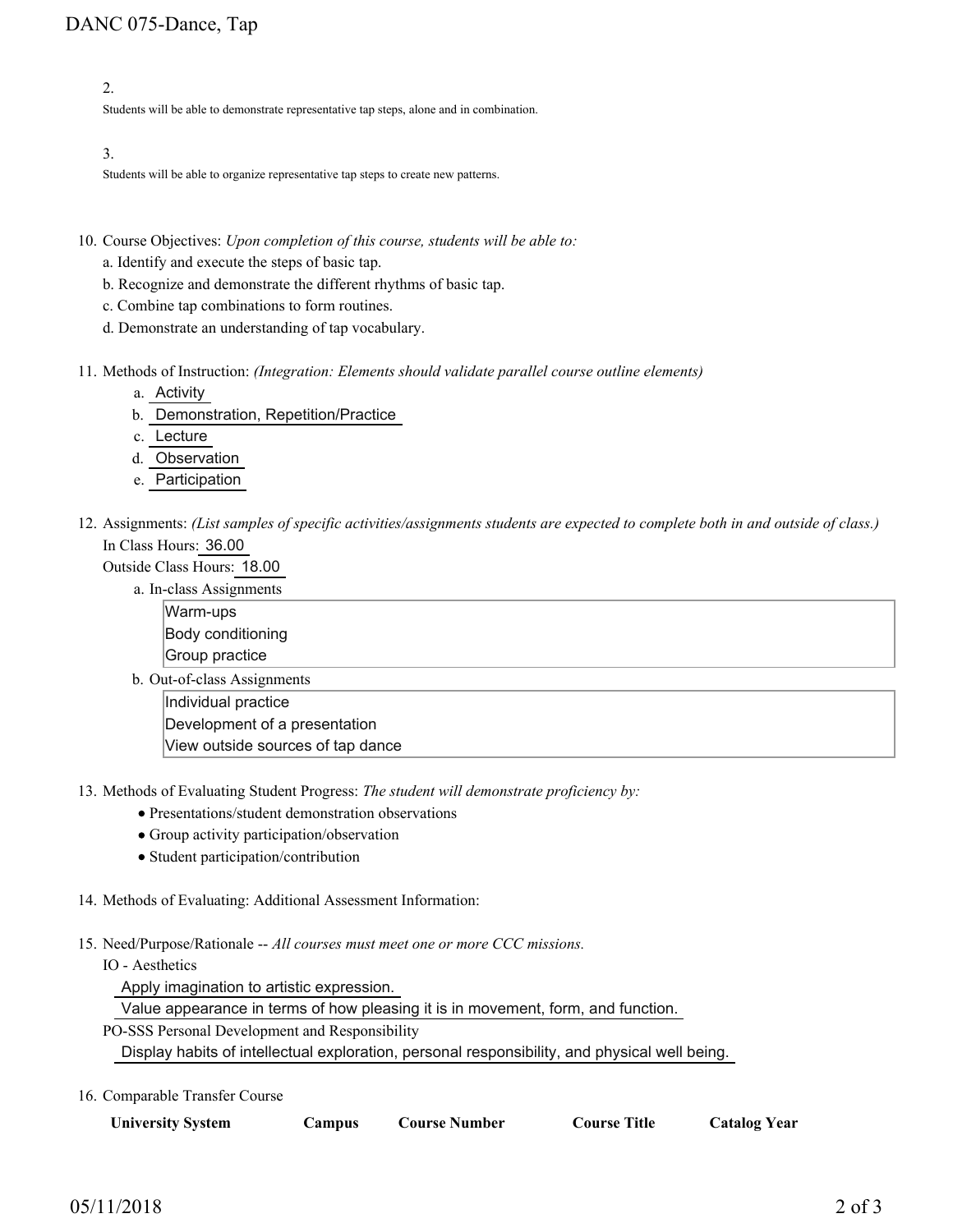2.

Students will be able to demonstrate representative tap steps, alone and in combination.

3.

Students will be able to organize representative tap steps to create new patterns.

10. Course Objectives: *Upon completion of this course, students will be able to:*
    a. Identify and execute the steps of basic tap.
    b. Recognize and demonstrate the different rhythms of basic tap.
    c. Combine tap combinations to form routines.
    d. Demonstrate an understanding of tap vocabulary.

11. Methods of Instruction: *(Integration: Elements should validate parallel course outline elements)*
    a. Activity
    b. Demonstration, Repetition/Practice
    c. Lecture
    d. Observation
    e. Participation

12. Assignments: *(List samples of specific activities/assignments students are expected to complete both in and outside of class.)*
    In Class Hours: 36.00
    Outside Class Hours: 18.00
    a. In-class Assignments
       - Warm-ups
       - Body conditioning
       - Group practice
    b. Out-of-class Assignments
       - Individual practice
       - Development of a presentation
       - View outside sources of tap dance

13. Methods of Evaluating Student Progress: *The student will demonstrate proficiency by:*
    - Presentations/student demonstration observations
    - Group activity participation/observation
    - Student participation/contribution

14. Methods of Evaluating: Additional Assessment Information:

15. Need/Purpose/Rationale -- *All courses must meet one or more CCC missions.*
    IO - Aesthetics
    Apply imagination to artistic expression.
    Value appearance in terms of how pleasing it is in movement, form, and function.
    PO-SSS Personal Development and Responsibility
    Display habits of intellectual exploration, personal responsibility, and physical well being.

16. Comparable Transfer Course

| University System | Campus | Course Number | Course Title | Catalog Year |
| --- | --- | --- | --- | --- |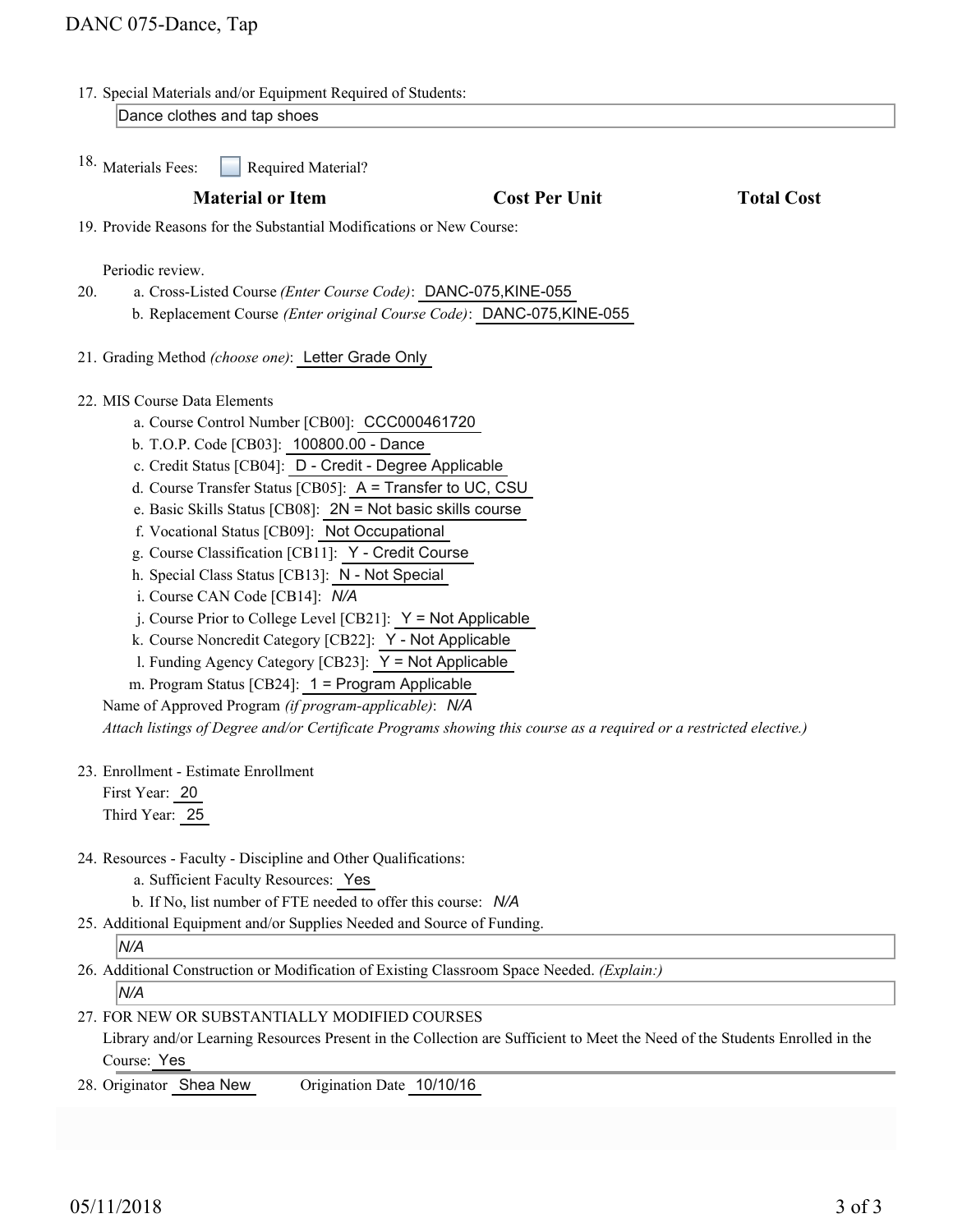17. Special Materials and/or Equipment Required of Students:

    Dance clothes and tap shoes

18. Materials Fees: ☐ Required Material?

| Material or Item | Cost Per Unit | Total Cost |
|---|---|---|

19. Provide Reasons for the Substantial Modifications or New Course:

    Periodic review.

20. a. Cross-Listed Course *(Enter Course Code)*: DANC-075,KINE-055
    b. Replacement Course *(Enter original Course Code)*: DANC-075,KINE-055

21. Grading Method *(choose one)*: Letter Grade Only

22. MIS Course Data Elements
    a. Course Control Number [CB00]: CCC000461720
    b. T.O.P. Code [CB03]: 100800.00 - Dance
    c. Credit Status [CB04]: D - Credit - Degree Applicable
    d. Course Transfer Status [CB05]: A = Transfer to UC, CSU
    e. Basic Skills Status [CB08]: 2N = Not basic skills course
    f. Vocational Status [CB09]: Not Occupational
    g. Course Classification [CB11]: Y - Credit Course
    h. Special Class Status [CB13]: N - Not Special
    i. Course CAN Code [CB14]: *N/A*
    j. Course Prior to College Level [CB21]: Y = Not Applicable
    k. Course Noncredit Category [CB22]: Y - Not Applicable
    l. Funding Agency Category [CB23]: Y = Not Applicable
    m. Program Status [CB24]: 1 = Program Applicable

    Name of Approved Program *(if program-applicable)*: *N/A*

    *Attach listings of Degree and/or Certificate Programs showing this course as a required or a restricted elective.)*

23. Enrollment - Estimate Enrollment
    First Year: 20
    Third Year: 25

24. Resources - Faculty - Discipline and Other Qualifications:
    a. Sufficient Faculty Resources: Yes
    b. If No, list number of FTE needed to offer this course: *N/A*

25. Additional Equipment and/or Supplies Needed and Source of Funding.

    *N/A*

26. Additional Construction or Modification of Existing Classroom Space Needed. *(Explain:)*

    *N/A*

27. FOR NEW OR SUBSTANTIALLY MODIFIED COURSES
    Library and/or Learning Resources Present in the Collection are Sufficient to Meet the Need of the Students Enrolled in the Course: Yes

28. Originator Shea New Origination Date 10/10/16